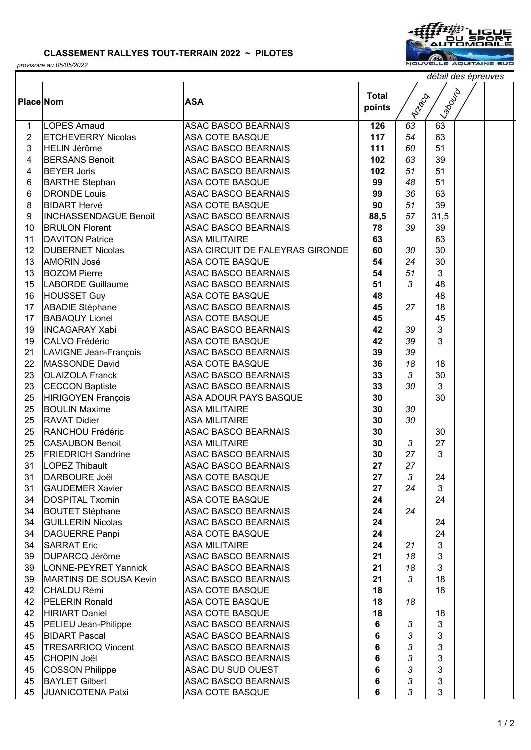**CLASSEMENT RALLYES TOUT-TERRAIN 2022 ~ PILOTES**

*provisoire au 05/05/2022*

LIGUE DU SPORT AUTOMOBILE NOUVELLE AQUITAINE SUD

| Place | Nom | ASA | Total points | Arzacq | Labourd | | |
|---|---|---|---|---|---|---|---|
| 1 | LOPES Arnaud | ASAC BASCO BEARNAIS | **126** | 63 | 63 | | |
| 2 | ETCHEVERRY Nicolas | ASA COTE BASQUE | **117** | 54 | 63 | | |
| 3 | HELIN Jérôme | ASAC BASCO BEARNAIS | **111** | 60 | 51 | | |
| 4 | BERSANS Benoit | ASAC BASCO BEARNAIS | **102** | 63 | 39 | | |
| 4 | BEYER Joris | ASAC BASCO BEARNAIS | **102** | 51 | 51 | | |
| 6 | BARTHE Stephan | ASA COTE BASQUE | **99** | 48 | 51 | | |
| 6 | DRONDE Louis | ASAC BASCO BEARNAIS | **99** | 36 | 63 | | |
| 8 | BIDART Hervé | ASA COTE BASQUE | **90** | 51 | 39 | | |
| 9 | INCHASSENDAGUE Benoit | ASAC BASCO BEARNAIS | **88,5** | 57 | 31,5 | | |
| 10 | BRULON Florent | ASAC BASCO BEARNAIS | **78** | 39 | 39 | | |
| 11 | DAVITON Patrice | ASA MILITAIRE | **63** | | 63 | | |
| 12 | DUBERNET Nicolas | ASA CIRCUIT DE FALEYRAS GIRONDE | **60** | 30 | 30 | | |
| 13 | AMORIN José | ASA COTE BASQUE | **54** | 24 | 30 | | |
| 13 | BOZOM Pierre | ASAC BASCO BEARNAIS | **54** | 51 | 3 | | |
| 15 | LABORDE Guillaume | ASAC BASCO BEARNAIS | **51** | 3 | 48 | | |
| 16 | HOUSSET Guy | ASA COTE BASQUE | **48** | | 48 | | |
| 17 | ABADIE Stéphane | ASAC BASCO BEARNAIS | **45** | 27 | 18 | | |
| 17 | BABAQUY Lionel | ASA COTE BASQUE | **45** | | 45 | | |
| 19 | INCAGARAY Xabi | ASAC BASCO BEARNAIS | **42** | 39 | 3 | | |
| 19 | CALVO Frédéric | ASA COTE BASQUE | **42** | 39 | 3 | | |
| 21 | LAVIGNE Jean-François | ASAC BASCO BEARNAIS | **39** | 39 | | | |
| 22 | MASSONDE David | ASA COTE BASQUE | **36** | 18 | 18 | | |
| 23 | OLAIZOLA Franck | ASAC BASCO BEARNAIS | **33** | 3 | 30 | | |
| 23 | CECCON Baptiste | ASAC BASCO BEARNAIS | **33** | 30 | 3 | | |
| 25 | HIRIGOYEN François | ASA ADOUR PAYS BASQUE | **30** | | 30 | | |
| 25 | BOULIN Maxime | ASA MILITAIRE | **30** | 30 | | | |
| 25 | RAVAT Didier | ASA MILITAIRE | **30** | 30 | | | |
| 25 | RANCHOU Frédéric | ASAC BASCO BEARNAIS | **30** | | 30 | | |
| 25 | CASAUBON Benoit | ASA MILITAIRE | **30** | 3 | 27 | | |
| 25 | FRIEDRICH Sandrine | ASAC BASCO BEARNAIS | **30** | 27 | 3 | | |
| 31 | LOPEZ Thibault | ASAC BASCO BEARNAIS | **27** | 27 | | | |
| 31 | DARBOURE Joël | ASA COTE BASQUE | **27** | 3 | 24 | | |
| 31 | GAUDEMER Xavier | ASAC BASCO BEARNAIS | **27** | 24 | 3 | | |
| 34 | DOSPITAL Txomin | ASA COTE BASQUE | **24** | | 24 | | |
| 34 | BOUTET Stéphane | ASAC BASCO BEARNAIS | **24** | 24 | | | |
| 34 | GUILLERIN Nicolas | ASAC BASCO BEARNAIS | **24** | | 24 | | |
| 34 | DAGUERRE Panpi | ASA COTE BASQUE | **24** | | 24 | | |
| 34 | SARRAT Eric | ASA MILITAIRE | **24** | 21 | 3 | | |
| 39 | DUPARCQ Jérôme | ASAC BASCO BEARNAIS | **21** | 18 | 3 | | |
| 39 | LONNE-PEYRET Yannick | ASAC BASCO BEARNAIS | **21** | 18 | 3 | | |
| 39 | MARTINS DE SOUSA Kevin | ASAC BASCO BEARNAIS | **21** | 3 | 18 | | |
| 42 | CHALDU Rémi | ASA COTE BASQUE | **18** | | 18 | | |
| 42 | PELERIN Ronald | ASA COTE BASQUE | **18** | 18 | | | |
| 42 | HIRIART Daniel | ASA COTE BASQUE | **18** | | 18 | | |
| 45 | PELIEU Jean-Philippe | ASAC BASCO BEARNAIS | **6** | 3 | 3 | | |
| 45 | BIDART Pascal | ASAC BASCO BEARNAIS | **6** | 3 | 3 | | |
| 45 | TRESARRICQ Vincent | ASAC BASCO BEARNAIS | **6** | 3 | 3 | | |
| 45 | CHOPIN Joël | ASAC BASCO BEARNAIS | **6** | 3 | 3 | | |
| 45 | COSSON Philippe | ASAC DU SUD OUEST | **6** | 3 | 3 | | |
| 45 | BAYLET Gilbert | ASAC BASCO BEARNAIS | **6** | 3 | 3 | | |
| 45 | JUANICOTENA Patxi | ASA COTE BASQUE | **6** | 3 | 3 | | |

*détail des épreuves*: Arzacq, Labourd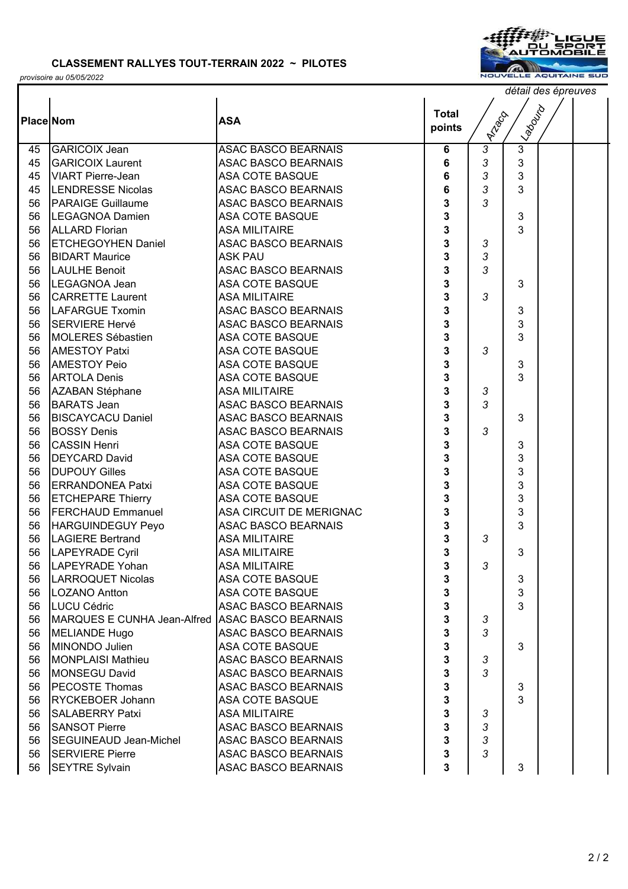## CLASSEMENT RALLYES TOUT-TERRAIN 2022 ~ PILOTES

*provisoire au 05/05/2022*

| Place | Nom | ASA | Total points | Arzacq | Labourd | | |
|---|---|---|---|---|---|---|---|
| | | | | *détail des épreuves* | | | |
| 45 | GARICOIX Jean | ASAC BASCO BEARNAIS | **6** | *3* | 3 | | |
| 45 | GARICOIX Laurent | ASAC BASCO BEARNAIS | **6** | *3* | 3 | | |
| 45 | VIART Pierre-Jean | ASA COTE BASQUE | **6** | *3* | 3 | | |
| 45 | LENDRESSE Nicolas | ASAC BASCO BEARNAIS | **6** | *3* | 3 | | |
| 56 | PARAIGE Guillaume | ASAC BASCO BEARNAIS | **3** | *3* | | | |
| 56 | LEGAGNOA Damien | ASA COTE BASQUE | **3** | | 3 | | |
| 56 | ALLARD Florian | ASA MILITAIRE | **3** | | 3 | | |
| 56 | ETCHEGOYHEN Daniel | ASAC BASCO BEARNAIS | **3** | *3* | | | |
| 56 | BIDART Maurice | ASK PAU | **3** | *3* | | | |
| 56 | LAULHE Benoit | ASAC BASCO BEARNAIS | **3** | *3* | | | |
| 56 | LEGAGNOA Jean | ASA COTE BASQUE | **3** | | 3 | | |
| 56 | CARRETTE Laurent | ASA MILITAIRE | **3** | *3* | | | |
| 56 | LAFARGUE Txomin | ASAC BASCO BEARNAIS | **3** | | 3 | | |
| 56 | SERVIERE Hervé | ASAC BASCO BEARNAIS | **3** | | 3 | | |
| 56 | MOLERES Sébastien | ASA COTE BASQUE | **3** | | 3 | | |
| 56 | AMESTOY Patxi | ASA COTE BASQUE | **3** | *3* | | | |
| 56 | AMESTOY Peio | ASA COTE BASQUE | **3** | | 3 | | |
| 56 | ARTOLA Denis | ASA COTE BASQUE | **3** | | 3 | | |
| 56 | AZABAN Stéphane | ASA MILITAIRE | **3** | *3* | | | |
| 56 | BARATS Jean | ASAC BASCO BEARNAIS | **3** | *3* | | | |
| 56 | BISCAYCACU Daniel | ASAC BASCO BEARNAIS | **3** | | 3 | | |
| 56 | BOSSY Denis | ASAC BASCO BEARNAIS | **3** | *3* | | | |
| 56 | CASSIN Henri | ASA COTE BASQUE | **3** | | 3 | | |
| 56 | DEYCARD David | ASA COTE BASQUE | **3** | | 3 | | |
| 56 | DUPOUY Gilles | ASA COTE BASQUE | **3** | | 3 | | |
| 56 | ERRANDONEA Patxi | ASA COTE BASQUE | **3** | | 3 | | |
| 56 | ETCHEPARE Thierry | ASA COTE BASQUE | **3** | | 3 | | |
| 56 | FERCHAUD Emmanuel | ASA CIRCUIT DE MERIGNAC | **3** | | 3 | | |
| 56 | HARGUINDEGUY Peyo | ASAC BASCO BEARNAIS | **3** | | 3 | | |
| 56 | LAGIERE Bertrand | ASA MILITAIRE | **3** | *3* | | | |
| 56 | LAPEYRADE Cyril | ASA MILITAIRE | **3** | | 3 | | |
| 56 | LAPEYRADE Yohan | ASA MILITAIRE | **3** | *3* | | | |
| 56 | LARROQUET Nicolas | ASA COTE BASQUE | **3** | | 3 | | |
| 56 | LOZANO Antton | ASA COTE BASQUE | **3** | | 3 | | |
| 56 | LUCU Cédric | ASAC BASCO BEARNAIS | **3** | | 3 | | |
| 56 | MARQUES E CUNHA Jean-Alfred | ASAC BASCO BEARNAIS | **3** | *3* | | | |
| 56 | MELIANDE Hugo | ASAC BASCO BEARNAIS | **3** | *3* | | | |
| 56 | MINONDO Julien | ASA COTE BASQUE | **3** | | 3 | | |
| 56 | MONPLAISI Mathieu | ASAC BASCO BEARNAIS | **3** | *3* | | | |
| 56 | MONSEGU David | ASAC BASCO BEARNAIS | **3** | *3* | | | |
| 56 | PECOSTE Thomas | ASAC BASCO BEARNAIS | **3** | | 3 | | |
| 56 | RYCKEBOER Johann | ASA COTE BASQUE | **3** | | 3 | | |
| 56 | SALABERRY Patxi | ASA MILITAIRE | **3** | *3* | | | |
| 56 | SANSOT Pierre | ASAC BASCO BEARNAIS | **3** | *3* | | | |
| 56 | SEGUINEAUD Jean-Michel | ASAC BASCO BEARNAIS | **3** | *3* | | | |
| 56 | SERVIERE Pierre | ASAC BASCO BEARNAIS | **3** | *3* | | | |
| 56 | SEYTRE Sylvain | ASAC BASCO BEARNAIS | **3** | | 3 | | |